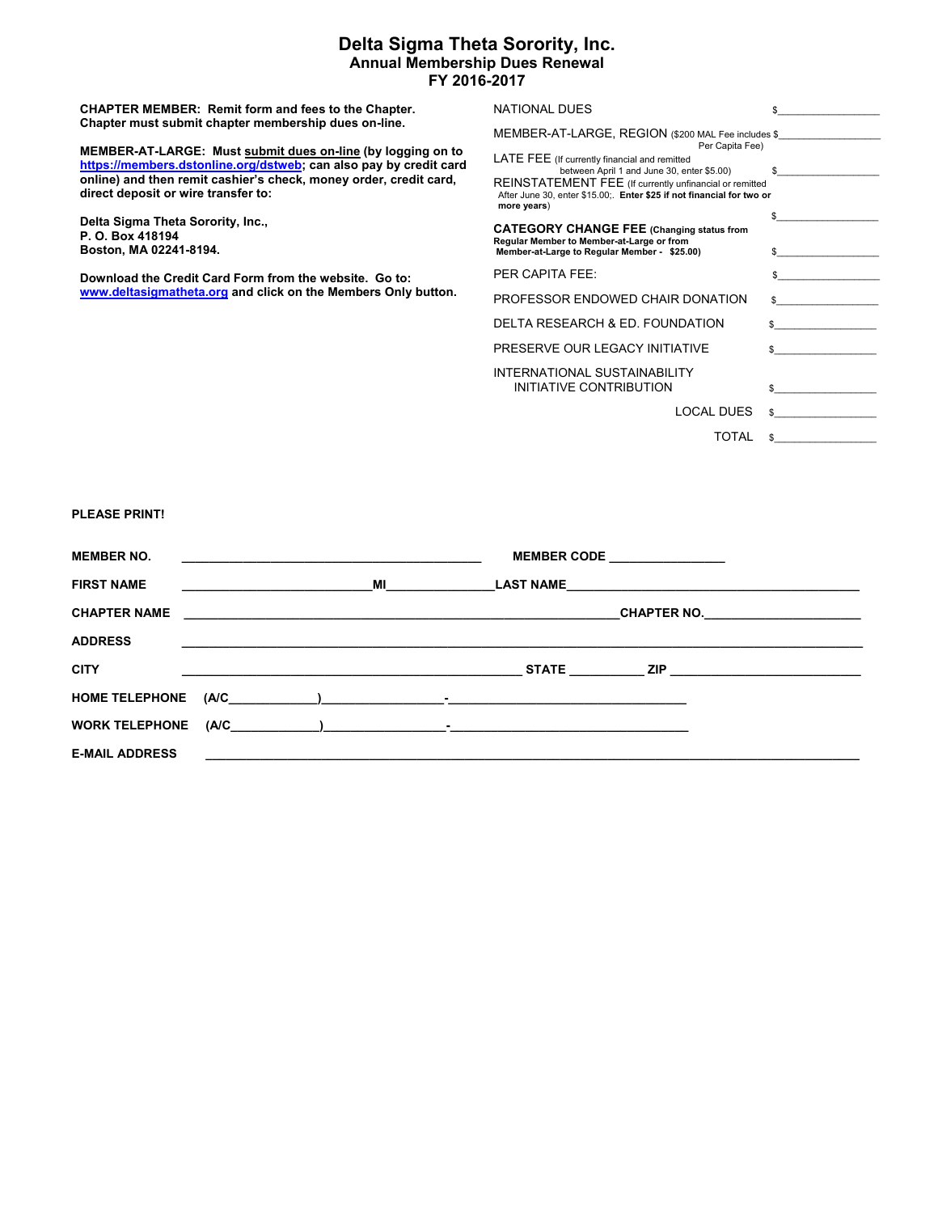# Delta Sigma Theta Sorority, Inc.
## Annual Membership Dues Renewal
## FY 2016-2017

**CHAPTER MEMBER: Remit form and fees to the Chapter. Chapter must submit chapter membership dues on-line.**

**MEMBER-AT-LARGE: Must submit dues on-line (by logging on to https://members.dstonline.org/dstweb; can also pay by credit card online) and then remit cashier's check, money order, credit card, direct deposit or wire transfer to:**

**Delta Sigma Theta Sorority, Inc.,**
**P. O. Box 418194**
**Boston, MA 02241-8194.**

**Download the Credit Card Form from the website. Go to: www.deltasigmatheta.org and click on the Members Only button.**

| | |
|---|---|
| NATIONAL DUES | $_______________ |
| MEMBER-AT-LARGE, REGION ($200 MAL Fee includes Per Capita Fee) | $_______________ |
| LATE FEE (If currently financial and remitted between April 1 and June 30, enter $5.00) | $_______________ |
| REINSTATEMENT FEE (If currently unfinancial or remitted After June 30, enter $15.00;. **Enter $25 if not financial for two or more years**) | $_______________ |
| **CATEGORY CHANGE FEE (Changing status from Regular Member to Member-at-Large or from Member-at-Large to Regular Member - $25.00)** | $_______________ |
| PER CAPITA FEE: | $_______________ |
| PROFESSOR ENDOWED CHAIR DONATION | $_______________ |
| DELTA RESEARCH & ED. FOUNDATION | $_______________ |
| PRESERVE OUR LEGACY INITIATIVE | $_______________ |
| INTERNATIONAL SUSTAINABILITY INITIATIVE CONTRIBUTION | $_______________ |
| LOCAL DUES | $_______________ |
| TOTAL | $_______________ |

**PLEASE PRINT!**

**MEMBER NO.** ______________________________ **MEMBER CODE** ______________

**FIRST NAME** ______________________ **MI** ____________ **LAST NAME** ______________________________

**CHAPTER NAME** ______________________________________________ **CHAPTER NO.** ________________

**ADDRESS** ______________________________________________________________________

**CITY** ________________________________________ **STATE** __________ **ZIP** ______________________

**HOME TELEPHONE** (A/C__________)______________-____________________________

**WORK TELEPHONE** (A/C__________)______________-____________________________

**E-MAIL ADDRESS** ______________________________________________________________________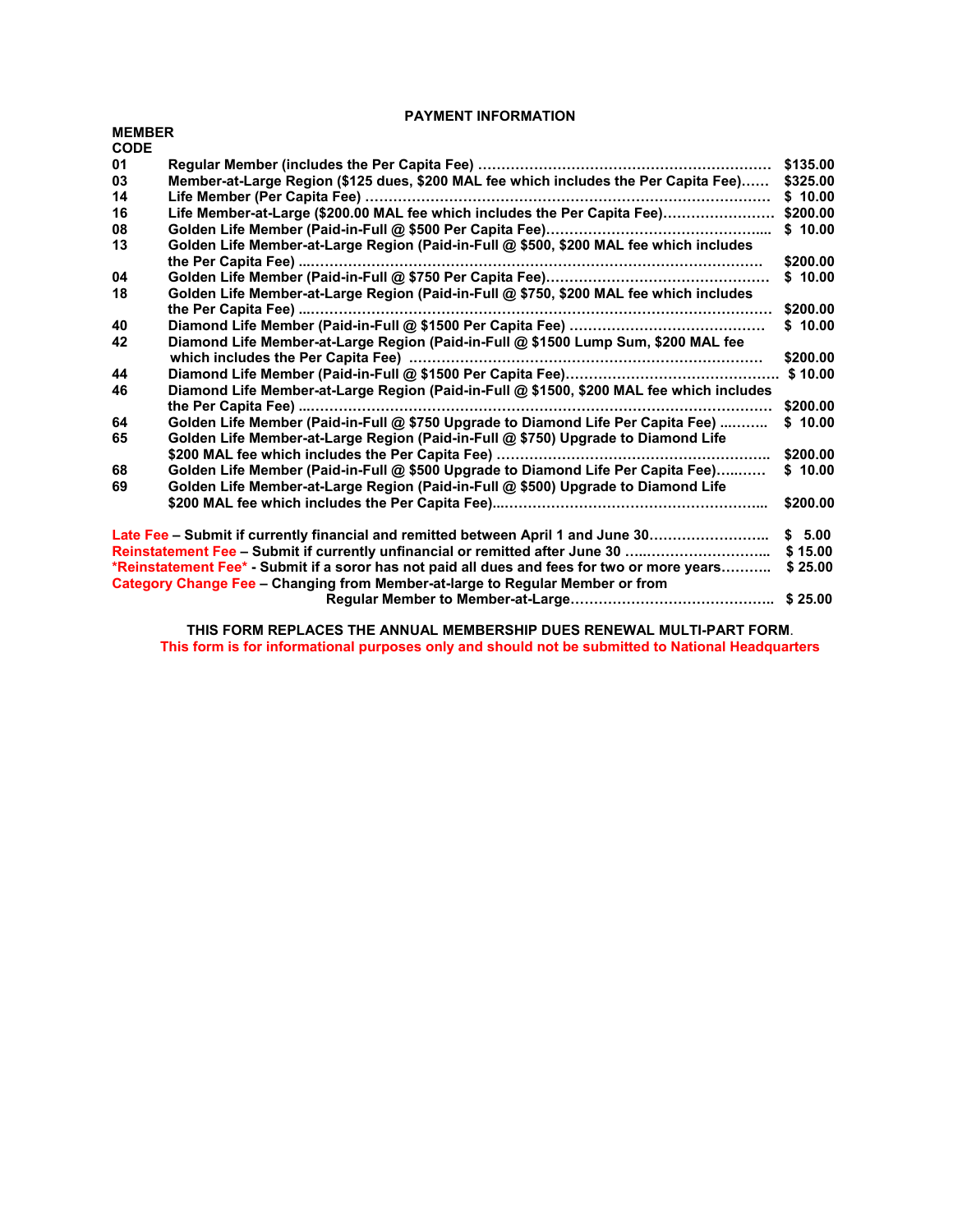## PAYMENT INFORMATION

| MEMBER CODE | | |
|---|---|---|
| 01 | Regular Member (includes the Per Capita Fee) | $135.00 |
| 03 | Member-at-Large Region ($125 dues, $200 MAL fee which includes the Per Capita Fee) | $325.00 |
| 14 | Life Member (Per Capita Fee) | $ 10.00 |
| 16 | Life Member-at-Large ($200.00 MAL fee which includes the Per Capita Fee) | $200.00 |
| 08 | Golden Life Member (Paid-in-Full @ $500 Per Capita Fee) | $ 10.00 |
| 13 | Golden Life Member-at-Large Region (Paid-in-Full @ $500, $200 MAL fee which includes the Per Capita Fee) | $200.00 |
| 04 | Golden Life Member (Paid-in-Full @ $750 Per Capita Fee) | $ 10.00 |
| 18 | Golden Life Member-at-Large Region (Paid-in-Full @ $750, $200 MAL fee which includes the Per Capita Fee) | $200.00 |
| 40 | Diamond Life Member (Paid-in-Full @ $1500 Per Capita Fee) | $ 10.00 |
| 42 | Diamond Life Member-at-Large Region (Paid-in-Full @ $1500 Lump Sum, $200 MAL fee which includes the Per Capita Fee) | $200.00 |
| 44 | Diamond Life Member (Paid-in-Full @ $1500 Per Capita Fee) | $ 10.00 |
| 46 | Diamond Life Member-at-Large Region (Paid-in-Full @ $1500, $200 MAL fee which includes the Per Capita Fee) | $200.00 |
| 64 | Golden Life Member (Paid-in-Full @ $750 Upgrade to Diamond Life Per Capita Fee) | $ 10.00 |
| 65 | Golden Life Member-at-Large Region (Paid-in-Full @ $750) Upgrade to Diamond Life $200 MAL fee which includes the Per Capita Fee) | $200.00 |
| 68 | Golden Life Member (Paid-in-Full @ $500 Upgrade to Diamond Life Per Capita Fee) | $ 10.00 |
| 69 | Golden Life Member-at-Large Region (Paid-in-Full @ $500) Upgrade to Diamond Life $200 MAL fee which includes the Per Capita Fee) | $200.00 |

| | |
|---|---|
| Late Fee – Submit if currently financial and remitted between April 1 and June 30 | $ 5.00 |
| Reinstatement Fee – Submit if currently unfinancial or remitted after June 30 | $ 15.00 |
| *Reinstatement Fee* - Submit if a soror has not paid all dues and fees for two or more years | $ 25.00 |
| Category Change Fee – Changing from Member-at-large to Regular Member or from Regular Member to Member-at-Large | $ 25.00 |

**THIS FORM REPLACES THE ANNUAL MEMBERSHIP DUES RENEWAL MULTI-PART FORM.**

**This form is for informational purposes only and should not be submitted to National Headquarters**